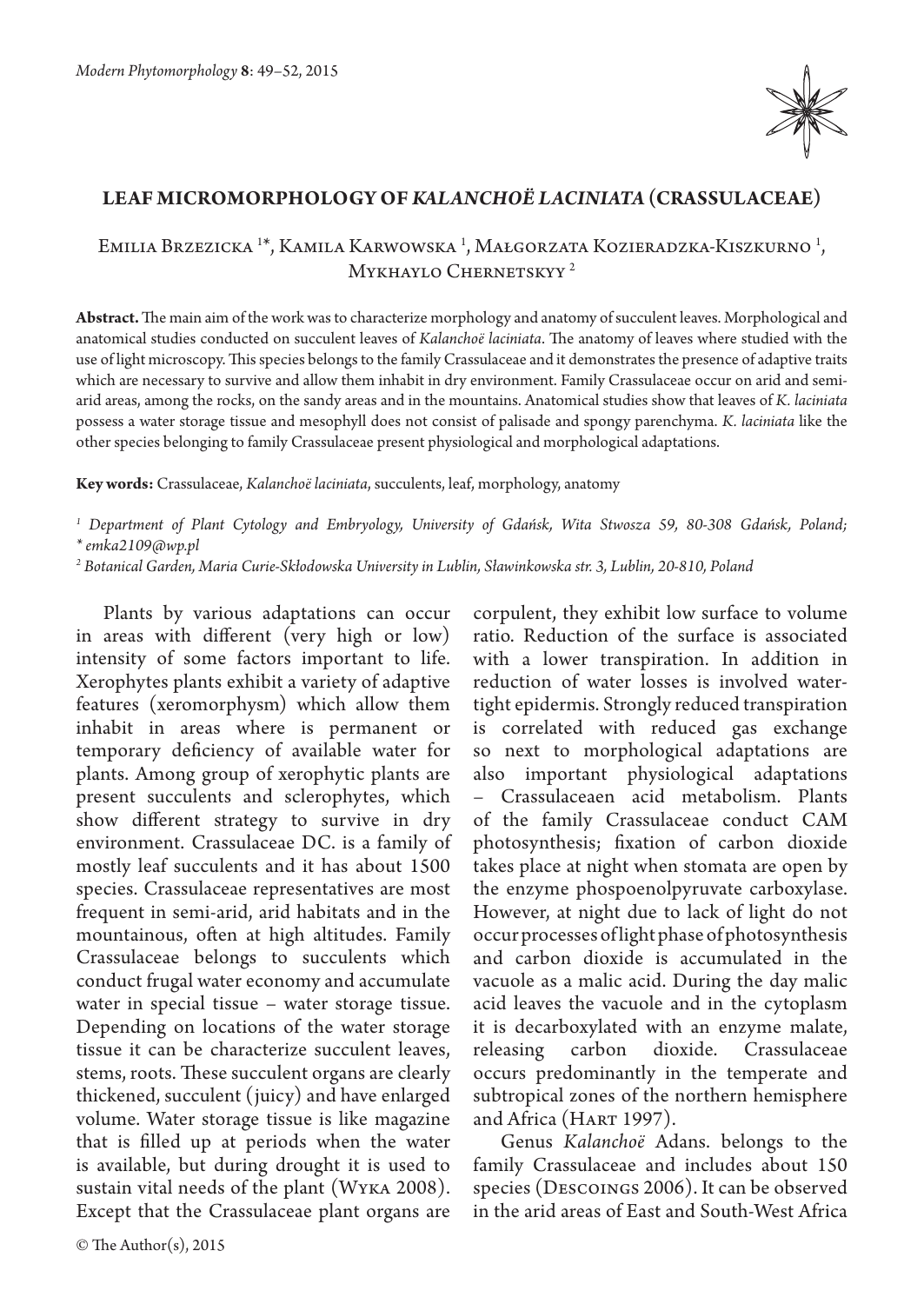# LEAF MICROMORPHOLOGY OF *KALANCHOË LACINIATA* (CRASSULACEAE)

Emilia Brzezicka [1]*, Kamila Karwowska [1], Małgorzata Kozieradzka-Kiszkurno [1], Mykhaylo Chernetskyy [2]

**Abstract.** The main aim of the work was to characterize morphology and anatomy of succulent leaves. Morphological and anatomical studies conducted on succulent leaves of *Kalanchoë laciniata*. The anatomy of leaves where studied with the use of light microscopy. This species belongs to the family Crassulaceae and it demonstrates the presence of adaptive traits which are necessary to survive and allow them inhabit in dry environment. Family Crassulaceae occur on arid and semi-arid areas, among the rocks, on the sandy areas and in the mountains. Anatomical studies show that leaves of *K. laciniata* possess a water storage tissue and mesophyll does not consist of palisade and spongy parenchyma. *K. laciniata* like the other species belonging to family Crassulaceae present physiological and morphological adaptations.

**Key words:** Crassulaceae, *Kalanchoë laciniata*, succulents, leaf, morphology, anatomy

*[1] Department of Plant Cytology and Embryology, University of Gdańsk, Wita Stwosza 59, 80-308 Gdańsk, Poland; * emka2109@wp.pl*

*[2] Botanical Garden, Maria Curie-Skłodowska University in Lublin, Sławinkowska str. 3, Lublin, 20-810, Poland*

Plants by various adaptations can occur in areas with different (very high or low) intensity of some factors important to life. Xerophytes plants exhibit a variety of adaptive features (xeromorphysm) which allow them inhabit in areas where is permanent or temporary deficiency of available water for plants. Among group of xerophytic plants are present succulents and sclerophytes, which show different strategy to survive in dry environment. Crassulaceae DC. is a family of mostly leaf succulents and it has about 1500 species. Crassulaceae representatives are most frequent in semi-arid, arid habitats and in the mountainous, often at high altitudes. Family Crassulaceae belongs to succulents which conduct frugal water economy and accumulate water in special tissue – water storage tissue. Depending on locations of the water storage tissue it can be characterize succulent leaves, stems, roots. These succulent organs are clearly thickened, succulent (juicy) and have enlarged volume. Water storage tissue is like magazine that is filled up at periods when the water is available, but during drought it is used to sustain vital needs of the plant (Wyka 2008). Except that the Crassulaceae plant organs are corpulent, they exhibit low surface to volume ratio. Reduction of the surface is associated with a lower transpiration. In addition in reduction of water losses is involved water-tight epidermis. Strongly reduced transpiration is correlated with reduced gas exchange so next to morphological adaptations are also important physiological adaptations – Crassulaceaen acid metabolism. Plants of the family Crassulaceae conduct CAM photosynthesis; fixation of carbon dioxide takes place at night when stomata are open by the enzyme phospoenolpyruvate carboxylase. However, at night due to lack of light do not occur processes of light phase of photosynthesis and carbon dioxide is accumulated in the vacuole as a malic acid. During the day malic acid leaves the vacuole and in the cytoplasm it is decarboxylated with an enzyme malate, releasing carbon dioxide. Crassulaceae occurs predominantly in the temperate and subtropical zones of the northern hemisphere and Africa (Hart 1997).

Genus *Kalanchoë* Adans. belongs to the family Crassulaceae and includes about 150 species (Descoings 2006). It can be observed in the arid areas of East and South-West Africa

© The Author(s), 2015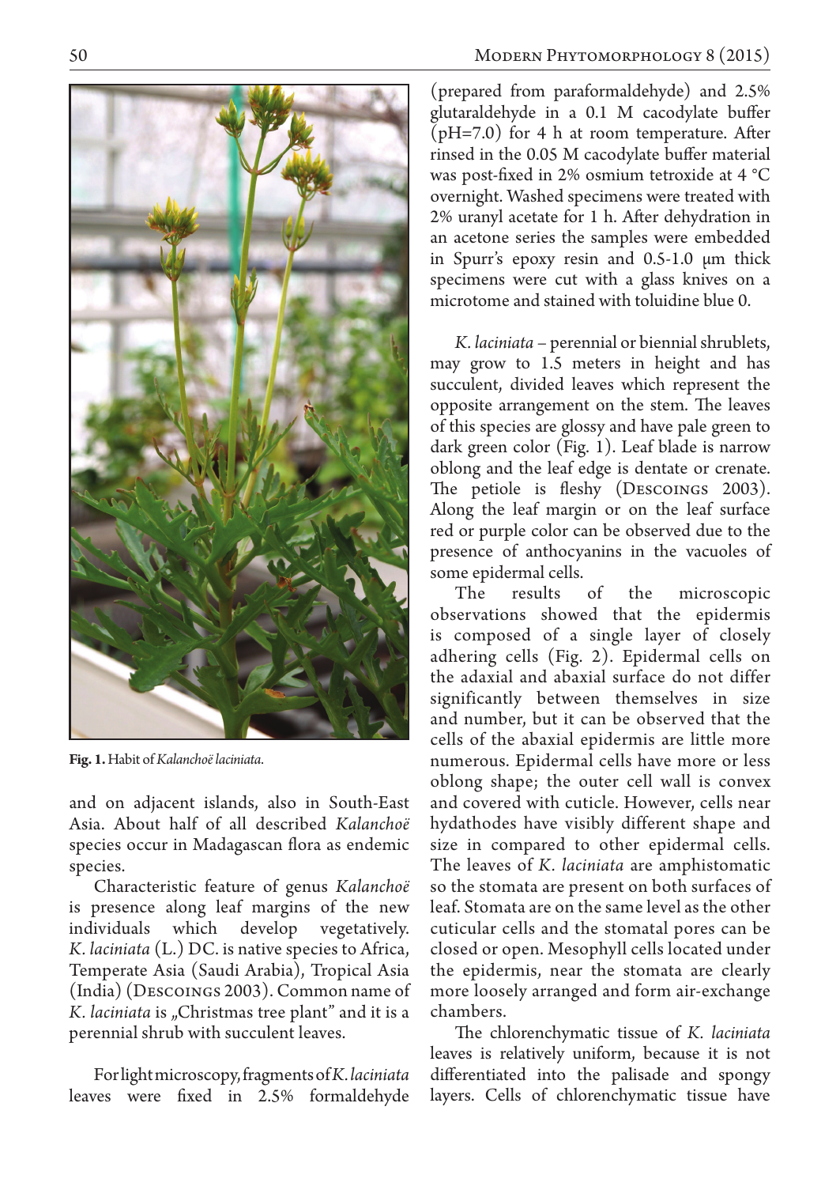**Fig. 1.** Habit of *Kalanchoë laciniata*.

and on adjacent islands, also in South-East Asia. About half of all described *Kalanchoë* species occur in Madagascan flora as endemic species.

Characteristic feature of genus *Kalanchoë* is presence along leaf margins of the new individuals which develop vegetatively. *K. laciniata* (L.) DC. is native species to Africa, Temperate Asia (Saudi Arabia), Tropical Asia (India) (Descoings 2003). Common name of *K. laciniata* is „Christmas tree plant" and it is a perennial shrub with succulent leaves.

For light microscopy, fragments of *K. laciniata* leaves were fixed in 2.5% formaldehyde (prepared from paraformaldehyde) and 2.5% glutaraldehyde in a 0.1 M cacodylate buffer (pH=7.0) for 4 h at room temperature. After rinsed in the 0.05 M cacodylate buffer material was post-fixed in 2% osmium tetroxide at 4 °C overnight. Washed specimens were treated with 2% uranyl acetate for 1 h. After dehydration in an acetone series the samples were embedded in Spurr's epoxy resin and 0.5-1.0 μm thick specimens were cut with a glass knives on a microtome and stained with toluidine blue 0.

*K. laciniata* – perennial or biennial shrublets, may grow to 1.5 meters in height and has succulent, divided leaves which represent the opposite arrangement on the stem. The leaves of this species are glossy and have pale green to dark green color (Fig. 1). Leaf blade is narrow oblong and the leaf edge is dentate or crenate. The petiole is fleshy (Descoings 2003). Along the leaf margin or on the leaf surface red or purple color can be observed due to the presence of anthocyanins in the vacuoles of some epidermal cells.

The results of the microscopic observations showed that the epidermis is composed of a single layer of closely adhering cells (Fig. 2). Epidermal cells on the adaxial and abaxial surface do not differ significantly between themselves in size and number, but it can be observed that the cells of the abaxial epidermis are little more numerous. Epidermal cells have more or less oblong shape; the outer cell wall is convex and covered with cuticle. However, cells near hydathodes have visibly different shape and size in compared to other epidermal cells. The leaves of *K. laciniata* are amphistomatic so the stomata are present on both surfaces of leaf. Stomata are on the same level as the other cuticular cells and the stomatal pores can be closed or open. Mesophyll cells located under the epidermis, near the stomata are clearly more loosely arranged and form air-exchange chambers.

The chlorenchymatic tissue of *K. laciniata* leaves is relatively uniform, because it is not differentiated into the palisade and spongy layers. Cells of chlorenchymatic tissue have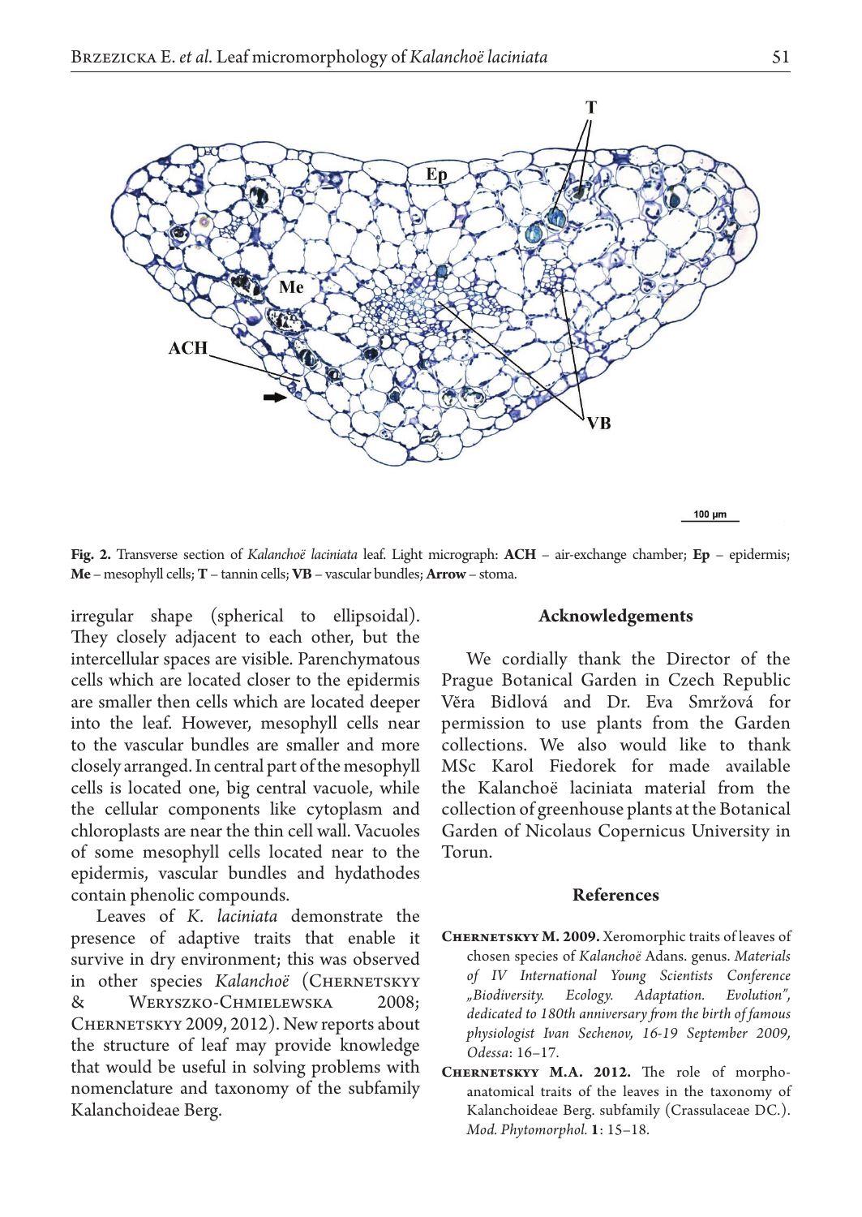**Fig. 2.** Transverse section of *Kalanchoë laciniata* leaf. Light micrograph: **ACH** – air-exchange chamber; **Ep** – epidermis; **Me** – mesophyll cells; **T** – tannin cells; **VB** – vascular bundles; **Arrow** – stoma.

irregular shape (spherical to ellipsoidal). They closely adjacent to each other, but the intercellular spaces are visible. Parenchymatous cells which are located closer to the epidermis are smaller then cells which are located deeper into the leaf. However, mesophyll cells near to the vascular bundles are smaller and more closely arranged. In central part of the mesophyll cells is located one, big central vacuole, while the cellular components like cytoplasm and chloroplasts are near the thin cell wall. Vacuoles of some mesophyll cells located near to the epidermis, vascular bundles and hydathodes contain phenolic compounds.

Leaves of *K. laciniata* demonstrate the presence of adaptive traits that enable it survive in dry environment; this was observed in other species *Kalanchoë* (Chernetskyy & Weryszko-Chmielewska 2008; Chernetskyy 2009, 2012). New reports about the structure of leaf may provide knowledge that would be useful in solving problems with nomenclature and taxonomy of the subfamily Kalanchoideae Berg.

## Acknowledgements

We cordially thank the Director of the Prague Botanical Garden in Czech Republic Věra Bidlová and Dr. Eva Smržová for permission to use plants from the Garden collections. We also would like to thank MSc Karol Fiedorek for made available the Kalanchoë laciniata material from the collection of greenhouse plants at the Botanical Garden of Nicolaus Copernicus University in Torun.

## References

**Chernetskyy M. 2009.** Xeromorphic traits of leaves of chosen species of *Kalanchoë* Adans. genus. *Materials of IV International Young Scientists Conference „Biodiversity. Ecology. Adaptation. Evolution", dedicated to 180th anniversary from the birth of famous physiologist Ivan Sechenov, 16-19 September 2009, Odessa*: 16–17.

**Chernetskyy M.A. 2012.** The role of morpho-anatomical traits of the leaves in the taxonomy of Kalanchoideae Berg. subfamily (Crassulaceae DC.). *Mod. Phytomorphol.* **1**: 15–18.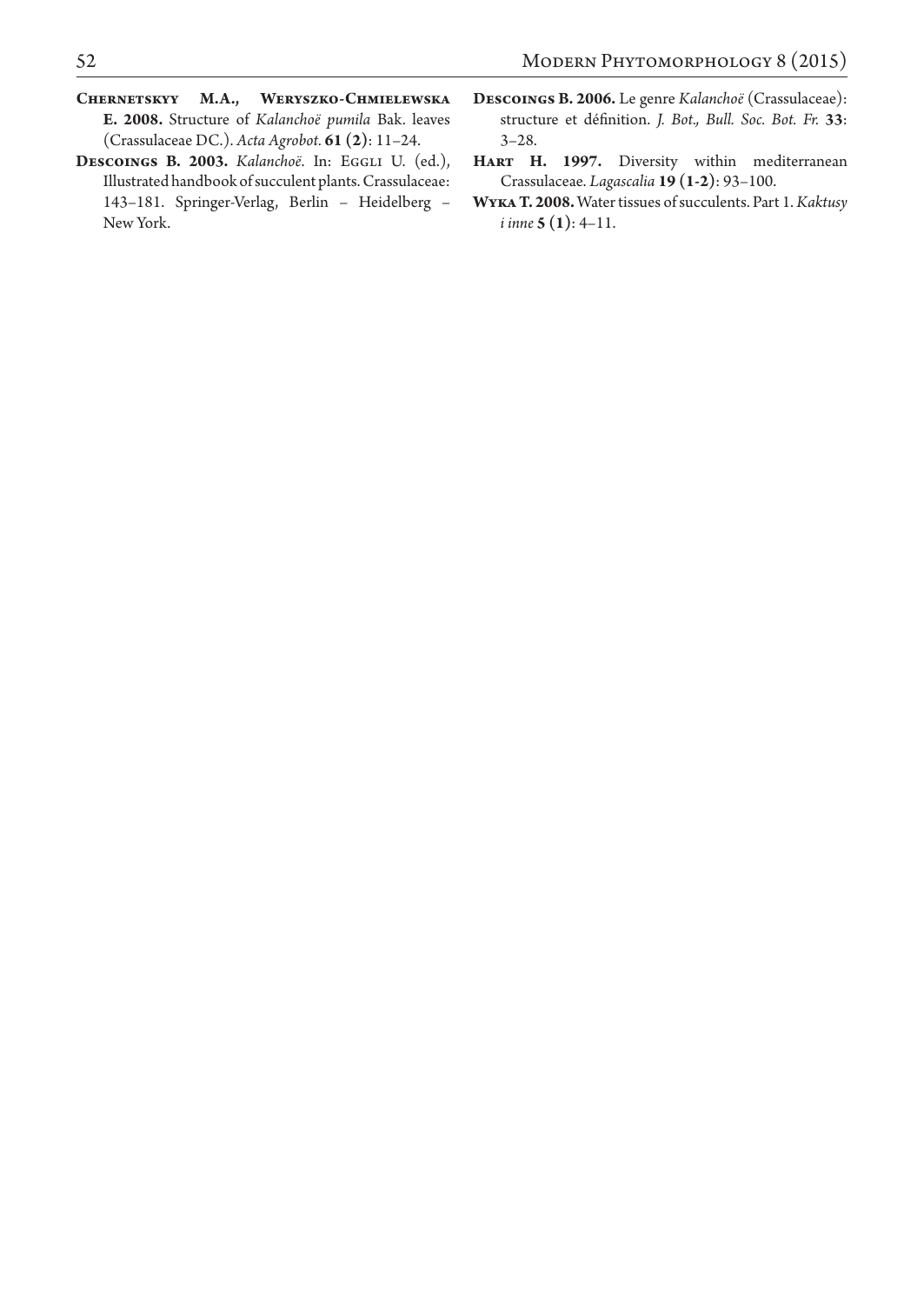**Chernetskyy M.A., Weryszko-Chmielewska E. 2008.** Structure of *Kalanchoë pumila* Bak. leaves (Crassulaceae DC.). *Acta Agrobot.* **61 (2)**: 11–24.

**Descoings B. 2003.** *Kalanchoë*. In: Eggli U. (ed.), Illustrated handbook of succulent plants. Crassulaceae: 143–181. Springer-Verlag, Berlin – Heidelberg – New York.

**Descoings B. 2006.** Le genre *Kalanchoë* (Crassulaceae): structure et définition. *J. Bot., Bull. Soc. Bot. Fr.* **33**: 3–28.

**Hart H. 1997.** Diversity within mediterranean Crassulaceae. *Lagascalia* **19 (1-2)**: 93–100.

**Wyka T. 2008.** Water tissues of succulents. Part 1. *Kaktusy i inne* **5 (1)**: 4–11.